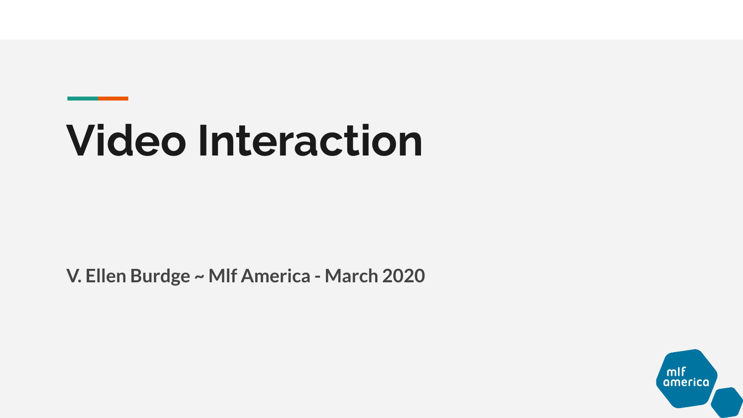# Video Interaction

**V. Ellen Burdge ~ Mlf America - March 2020**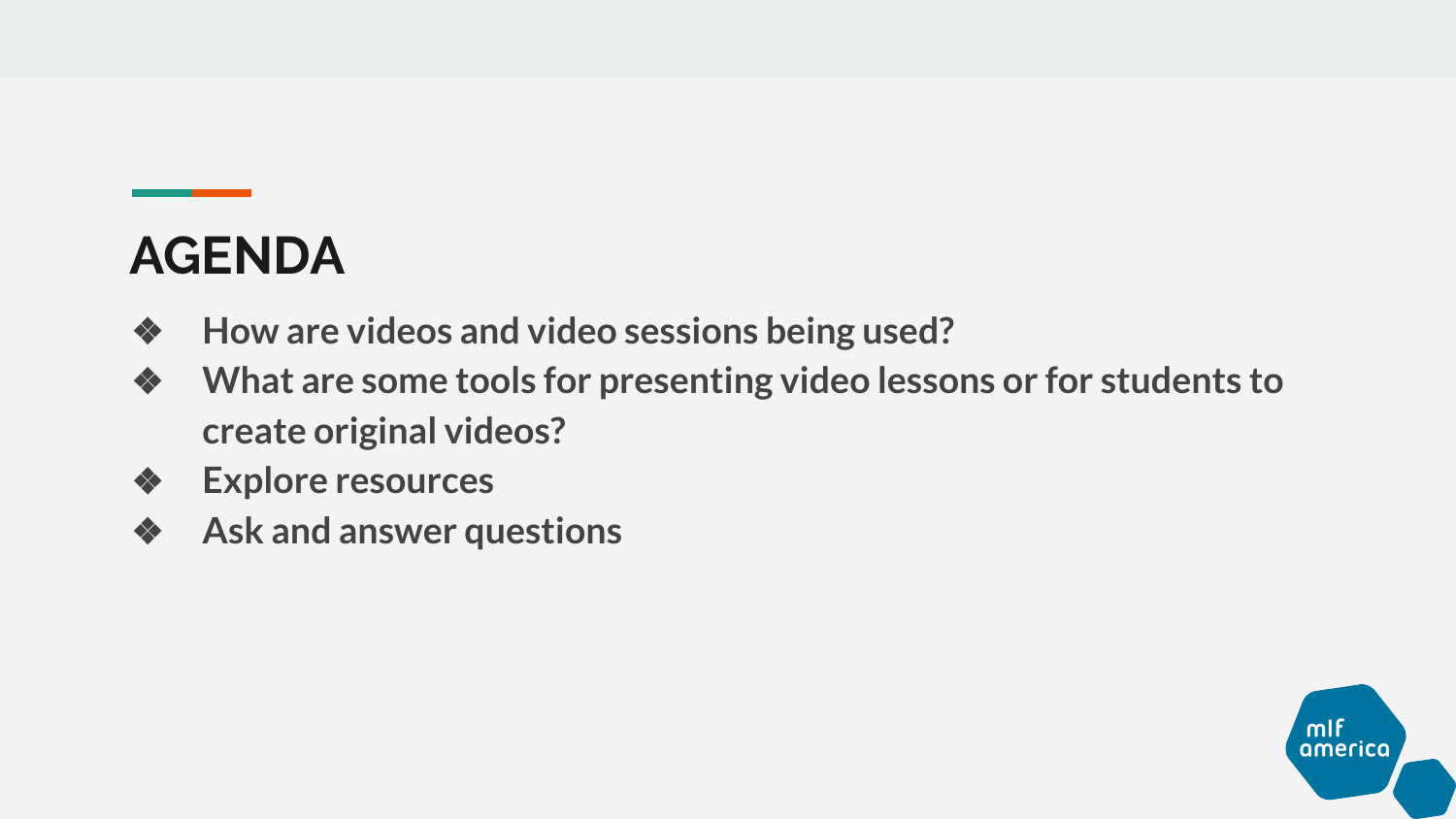# AGENDA

- How are videos and video sessions being used?
- What are some tools for presenting video lessons or for students to create original videos?
- Explore resources
- Ask and answer questions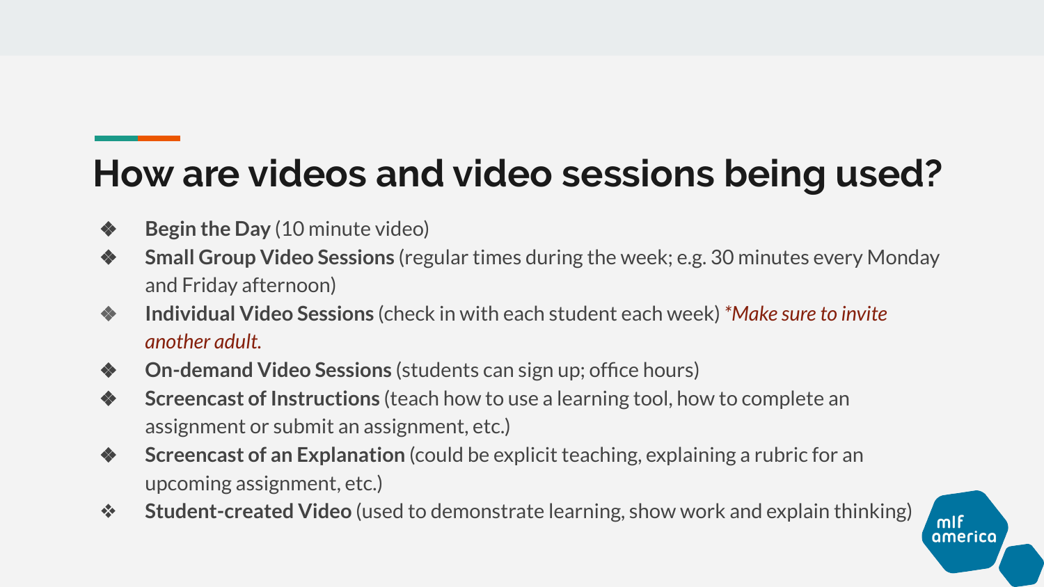# How are videos and video sessions being used?

- **Begin the Day** (10 minute video)
- **Small Group Video Sessions** (regular times during the week; e.g. 30 minutes every Monday and Friday afternoon)
- **Individual Video Sessions** (check in with each student each week) *\*Make sure to invite another adult.*
- **On-demand Video Sessions** (students can sign up; office hours)
- **Screencast of Instructions** (teach how to use a learning tool, how to complete an assignment or submit an assignment, etc.)
- **Screencast of an Explanation** (could be explicit teaching, explaining a rubric for an upcoming assignment, etc.)
- **Student-created Video** (used to demonstrate learning, show work and explain thinking)

mlf america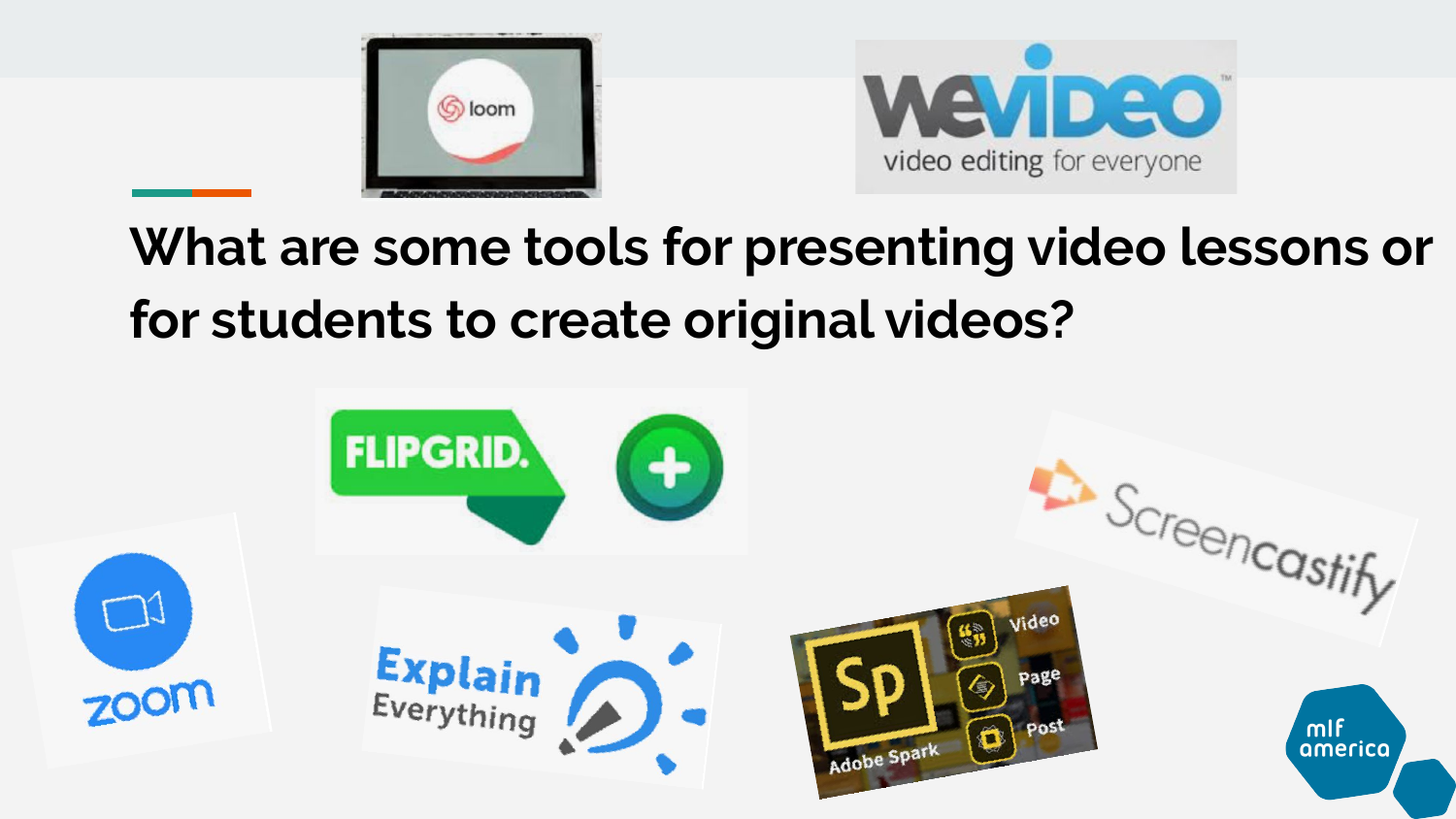# What are some tools for presenting video lessons or for students to create original videos?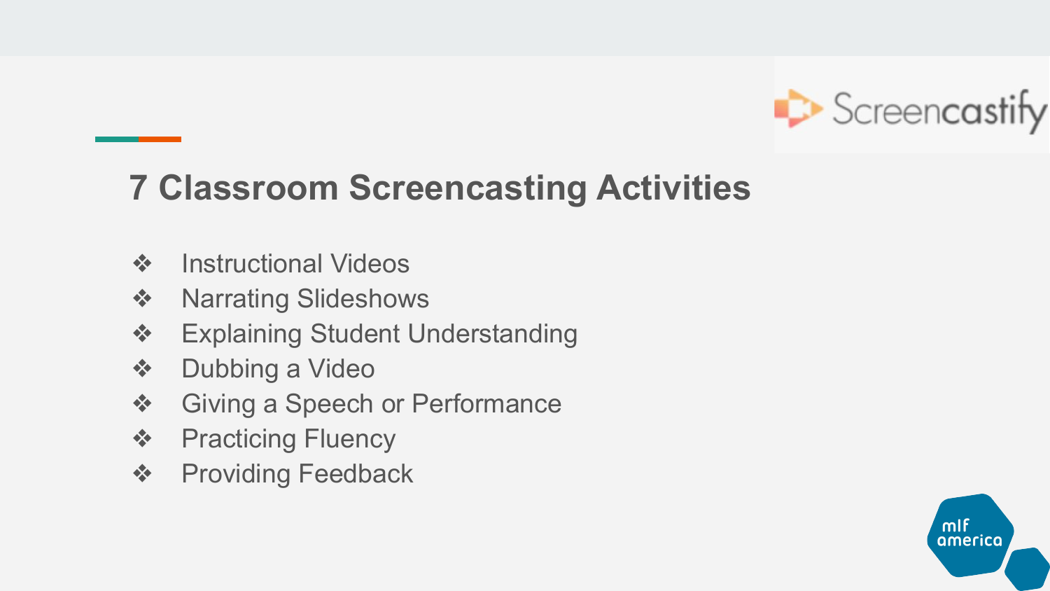## 7 Classroom Screencasting Activities

- Instructional Videos
- Narrating Slideshows
- Explaining Student Understanding
- Dubbing a Video
- Giving a Speech or Performance
- Practicing Fluency
- Providing Feedback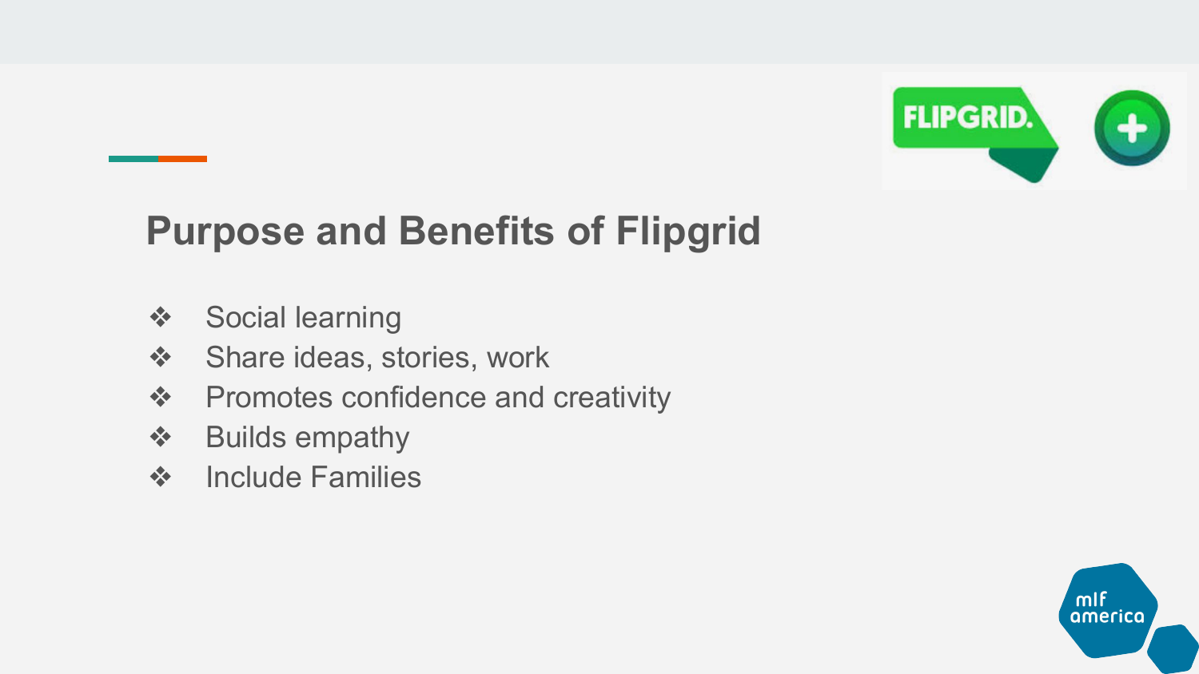## Purpose and Benefits of Flipgrid

- Social learning
- Share ideas, stories, work
- Promotes confidence and creativity
- Builds empathy
- Include Families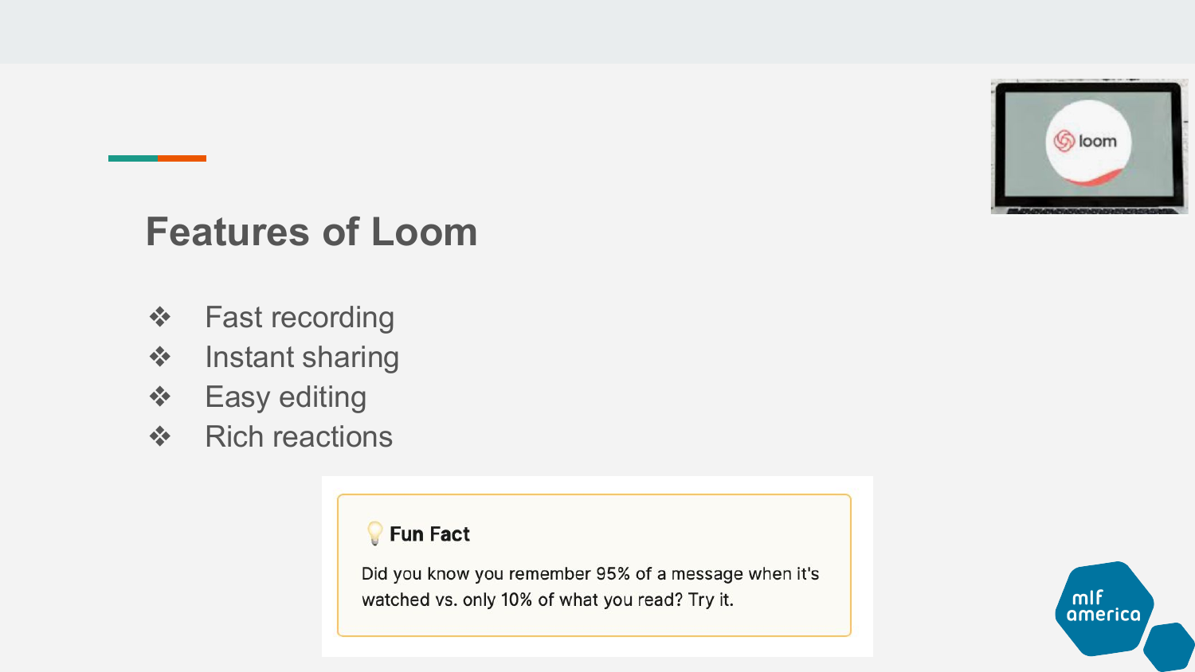## Features of Loom

- Fast recording
- Instant sharing
- Easy editing
- Rich reactions

**Fun Fact**

Did you know you remember 95% of a message when it's watched vs. only 10% of what you read? Try it.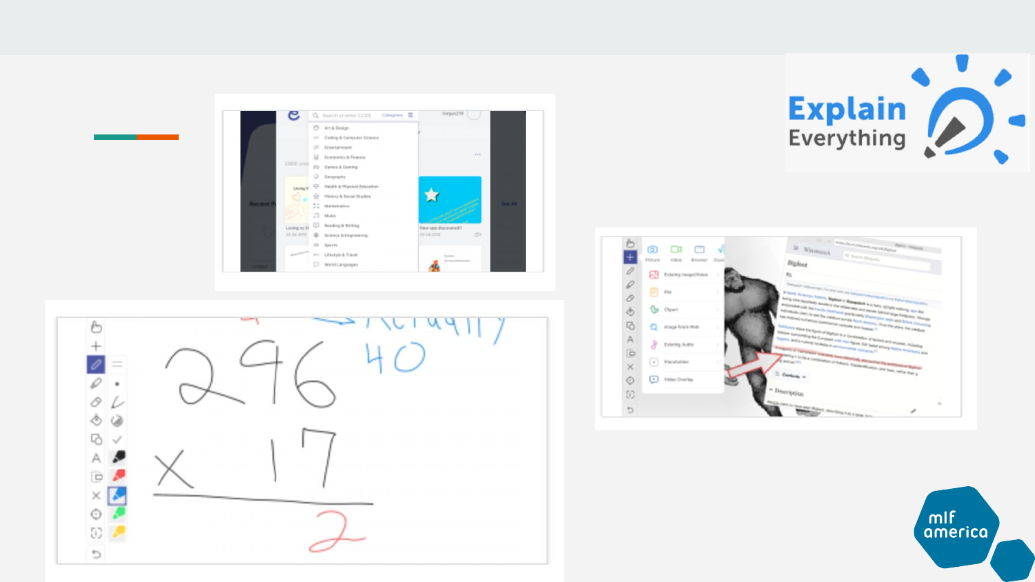Explain Everything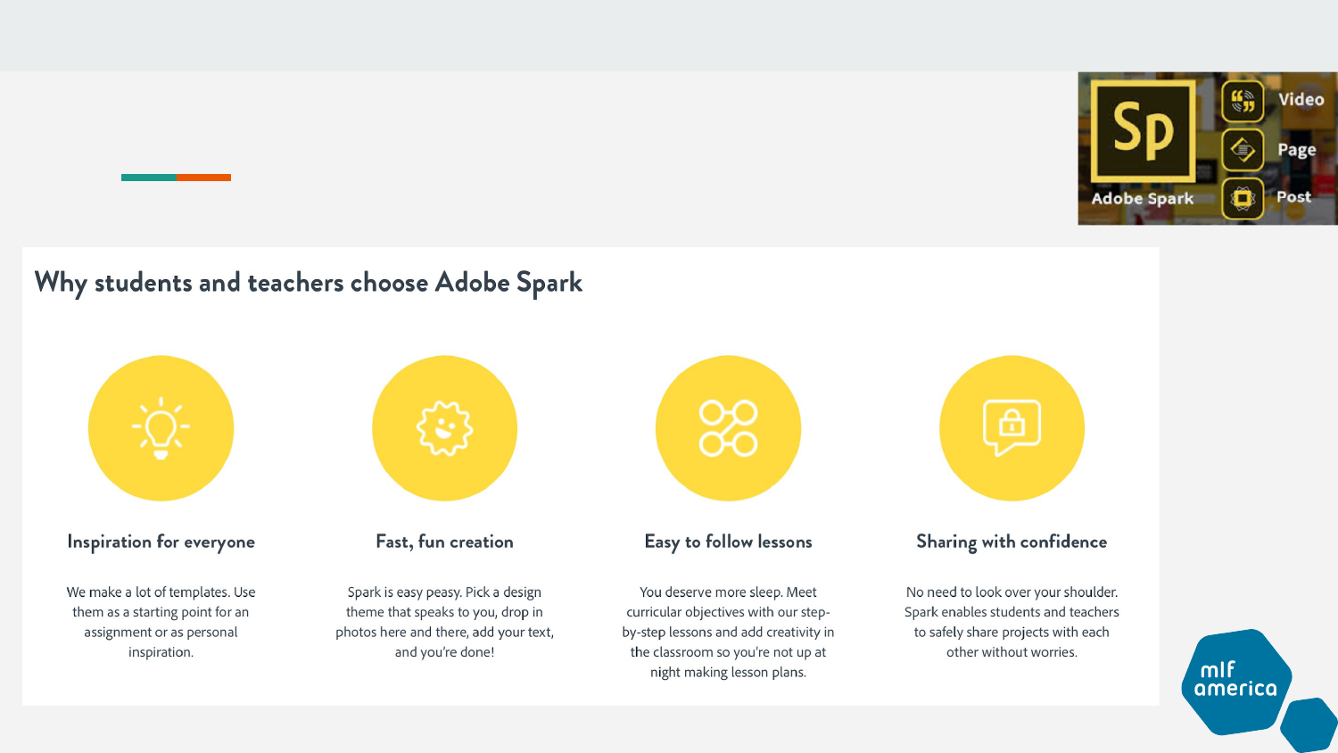## Why students and teachers choose Adobe Spark

### Inspiration for everyone

We make a lot of templates. Use them as a starting point for an assignment or as personal inspiration.

### Fast, fun creation

Spark is easy peasy. Pick a design theme that speaks to you, drop in photos here and there, add your text, and you're done!

### Easy to follow lessons

You deserve more sleep. Meet curricular objectives with our step-by-step lessons and add creativity in the classroom so you're not up at night making lesson plans.

### Sharing with confidence

No need to look over your shoulder. Spark enables students and teachers to safely share projects with each other without worries.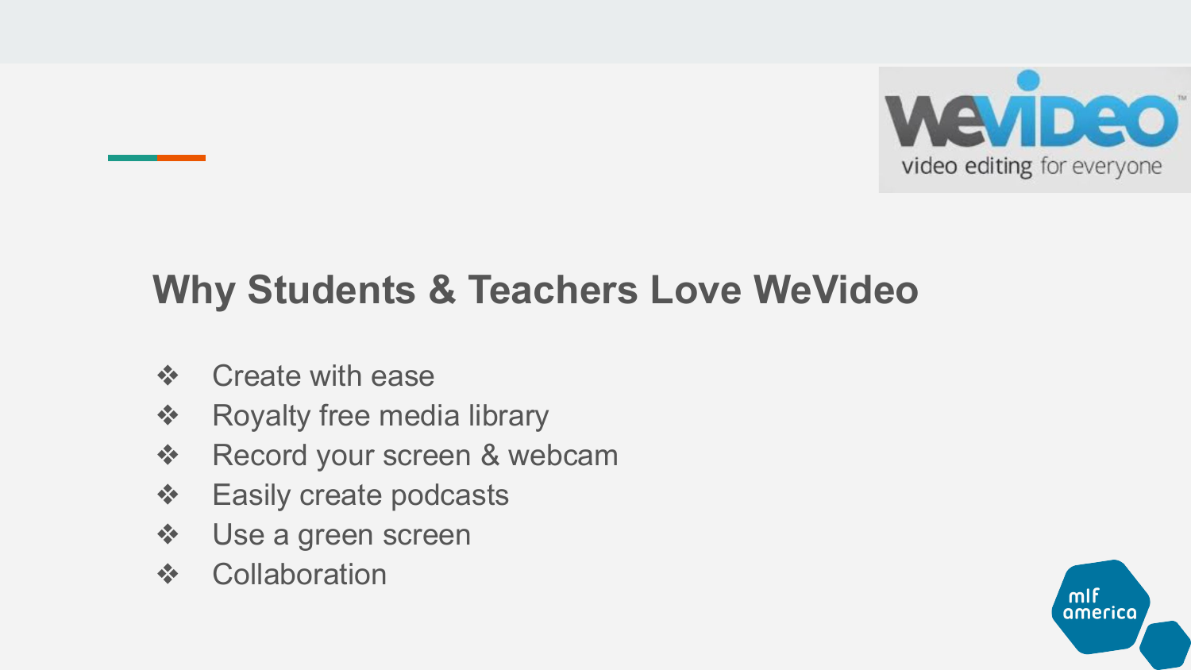## Why Students & Teachers Love WeVideo

- Create with ease
- Royalty free media library
- Record your screen & webcam
- Easily create podcasts
- Use a green screen
- Collaboration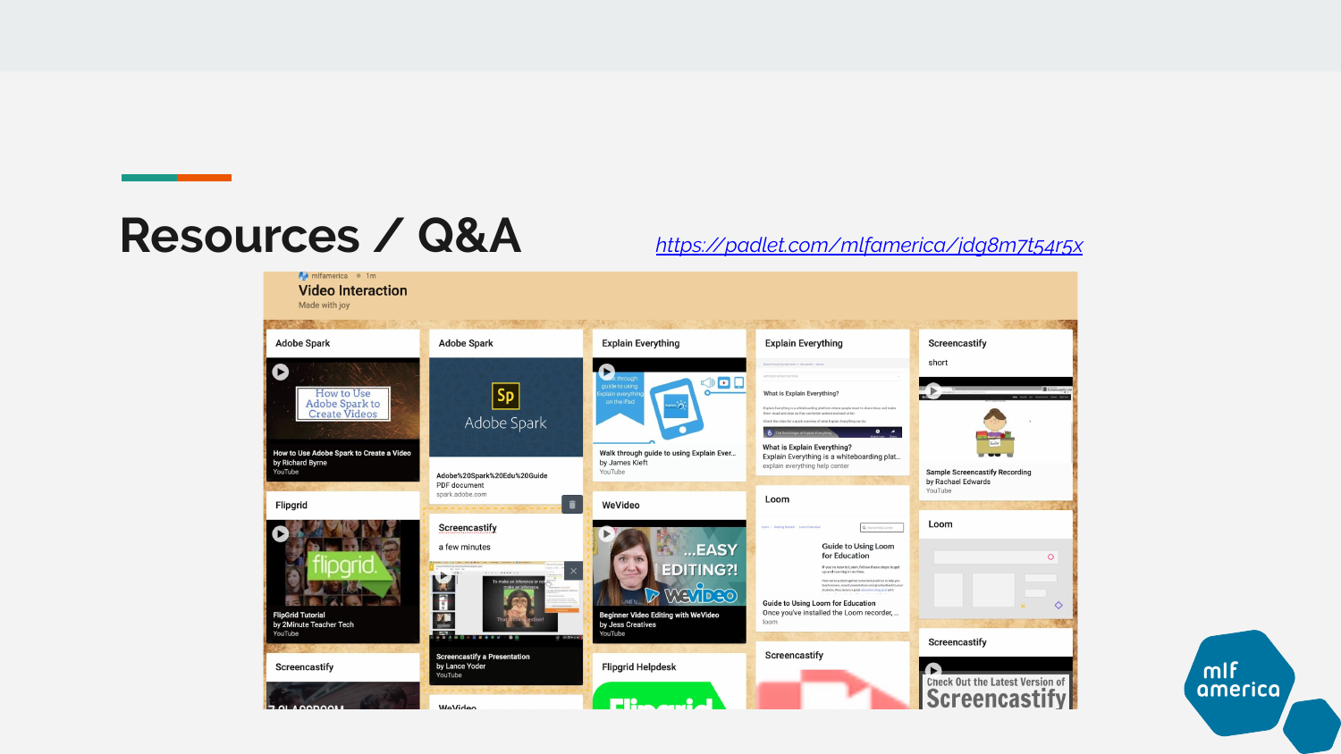# Resources / Q&A

https://padlet.com/mlfamerica/jdg8m7t54r5x

mlfamerica • 1m

**Video Interaction**

Made with joy

Adobe Spark

How to Use Adobe Spark to Create a Video
by Richard Byrne
YouTube

Adobe Spark

Adobe%20Spark%20Edu%20Guide
PDF document
spark.adobe.com

Explain Everything

Walk through guide to using Explain Ever...
by James Kieft
YouTube

Explain Everything

What is Explain Everything?
Explain Everything is a whiteboarding plat...
explain everything help center

Screencastify

short

Sample Screencastify Recording
by Rachael Edwards
YouTube

Flipgrid

FlipGrid Tutorial
by 2Minute Teacher Tech
YouTube

Screencastify

a few minutes

Screencastify a Presentation
by Lance Yoder
YouTube

WeVideo

Beginner Video Editing with WeVideo
by Jess Creatives
YouTube

Loom

Guide to Using Loom for Education
Once you've installed the Loom recorder, ...
loom

Loom

Screencastify

Flipgrid Helpdesk

Screencastify

Screencastify

WeVideo